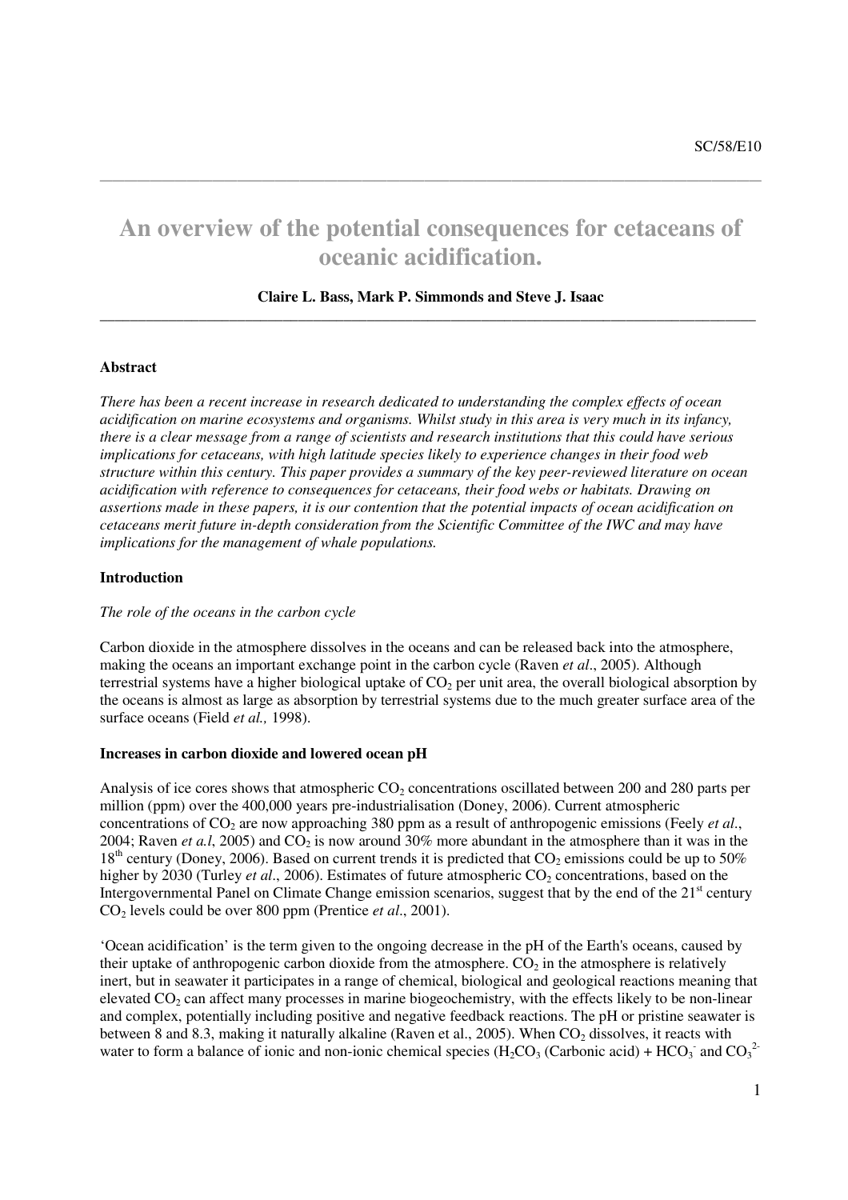SC/58/E10

# An overview of the potential consequences for cetaceans of oceanic acidification.

**Claire L. Bass, Mark P. Simmonds and Steve J. Isaac**

### Abstract

*There has been a recent increase in research dedicated to understanding the complex effects of ocean acidification on marine ecosystems and organisms. Whilst study in this area is very much in its infancy, there is a clear message from a range of scientists and research institutions that this could have serious implications for cetaceans, with high latitude species likely to experience changes in their food web structure within this century. This paper provides a summary of the key peer-reviewed literature on ocean acidification with reference to consequences for cetaceans, their food webs or habitats. Drawing on assertions made in these papers, it is our contention that the potential impacts of ocean acidification on cetaceans merit future in-depth consideration from the Scientific Committee of the IWC and may have implications for the management of whale populations.*

### Introduction

*The role of the oceans in the carbon cycle*

Carbon dioxide in the atmosphere dissolves in the oceans and can be released back into the atmosphere, making the oceans an important exchange point in the carbon cycle (Raven *et al*., 2005). Although terrestrial systems have a higher biological uptake of $CO_2$ per unit area, the overall biological absorption by the oceans is almost as large as absorption by terrestrial systems due to the much greater surface area of the surface oceans (Field *et al.,* 1998).

### Increases in carbon dioxide and lowered ocean pH

Analysis of ice cores shows that atmospheric $CO_2$ concentrations oscillated between 200 and 280 parts per million (ppm) over the 400,000 years pre-industrialisation (Doney, 2006). Current atmospheric concentrations of $CO_2$ are now approaching 380 ppm as a result of anthropogenic emissions (Feely *et al*., 2004; Raven *et a.l*, 2005) and $CO_2$ is now around 30% more abundant in the atmosphere than it was in the $18^{th}$ century (Doney, 2006). Based on current trends it is predicted that $CO_2$ emissions could be up to 50% higher by 2030 (Turley *et al*., 2006). Estimates of future atmospheric $CO_2$ concentrations, based on the Intergovernmental Panel on Climate Change emission scenarios, suggest that by the end of the $21^{st}$ century $CO_2$ levels could be over 800 ppm (Prentice *et al*., 2001).

'Ocean acidification' is the term given to the ongoing decrease in the pH of the Earth's oceans, caused by their uptake of anthropogenic carbon dioxide from the atmosphere. $CO_2$ in the atmosphere is relatively inert, but in seawater it participates in a range of chemical, biological and geological reactions meaning that elevated $CO_2$ can affect many processes in marine biogeochemistry, with the effects likely to be non-linear and complex, potentially including positive and negative feedback reactions. The pH or pristine seawater is between 8 and 8.3, making it naturally alkaline (Raven et al., 2005). When $CO_2$ dissolves, it reacts with water to form a balance of ionic and non-ionic chemical species ($H_2CO_3$ (Carbonic acid) + $HCO_3^-$ and $CO_3^{2-}$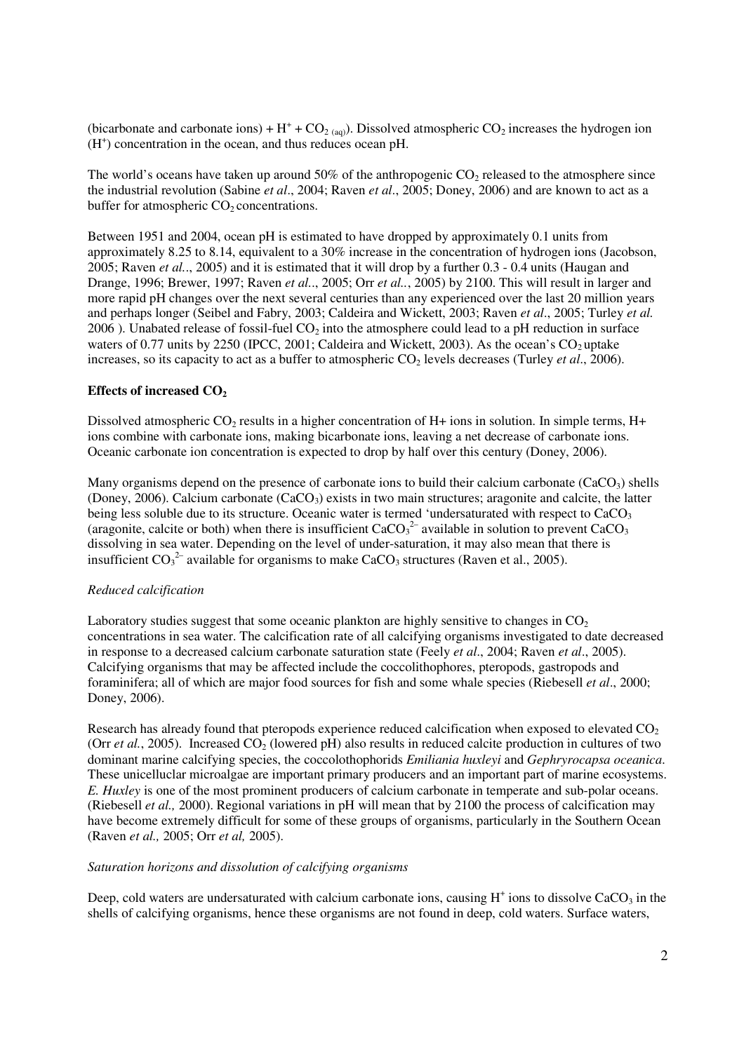(bicarbonate and carbonate ions) + $H^+$ + $CO_{2\ (aq)}$). Dissolved atmospheric $CO_2$ increases the hydrogen ion ($H^+$) concentration in the ocean, and thus reduces ocean pH.

The world's oceans have taken up around 50% of the anthropogenic $CO_2$ released to the atmosphere since the industrial revolution (Sabine *et al*., 2004; Raven *et al*., 2005; Doney, 2006) and are known to act as a buffer for atmospheric $CO_2$ concentrations.

Between 1951 and 2004, ocean pH is estimated to have dropped by approximately 0.1 units from approximately 8.25 to 8.14, equivalent to a 30% increase in the concentration of hydrogen ions (Jacobson, 2005; Raven *et al*.., 2005) and it is estimated that it will drop by a further 0.3 - 0.4 units (Haugan and Drange, 1996; Brewer, 1997; Raven *et al*.., 2005; Orr *et al*.., 2005) by 2100. This will result in larger and more rapid pH changes over the next several centuries than any experienced over the last 20 million years and perhaps longer (Seibel and Fabry, 2003; Caldeira and Wickett, 2003; Raven *et al*., 2005; Turley *et al.* 2006 ). Unabated release of fossil-fuel $CO_2$ into the atmosphere could lead to a pH reduction in surface waters of 0.77 units by 2250 (IPCC, 2001; Caldeira and Wickett, 2003). As the ocean's $CO_2$ uptake increases, so its capacity to act as a buffer to atmospheric $CO_2$ levels decreases (Turley *et al*., 2006).

**Effects of increased $CO_2$**

Dissolved atmospheric $CO_2$ results in a higher concentration of H+ ions in solution. In simple terms, H+ ions combine with carbonate ions, making bicarbonate ions, leaving a net decrease of carbonate ions. Oceanic carbonate ion concentration is expected to drop by half over this century (Doney, 2006).

Many organisms depend on the presence of carbonate ions to build their calcium carbonate ($CaCO_3$) shells (Doney, 2006). Calcium carbonate ($CaCO_3$) exists in two main structures; aragonite and calcite, the latter being less soluble due to its structure. Oceanic water is termed 'undersaturated with respect to $CaCO_3$ (aragonite, calcite or both) when there is insufficient $CaCO_3^{2-}$ available in solution to prevent $CaCO_3$ dissolving in sea water. Depending on the level of under-saturation, it may also mean that there is insufficient $CO_3^{2-}$ available for organisms to make $CaCO_3$ structures (Raven et al., 2005).

*Reduced calcification*

Laboratory studies suggest that some oceanic plankton are highly sensitive to changes in $CO_2$ concentrations in sea water. The calcification rate of all calcifying organisms investigated to date decreased in response to a decreased calcium carbonate saturation state (Feely *et al*., 2004; Raven *et al*., 2005). Calcifying organisms that may be affected include the coccolithophores, pteropods, gastropods and foraminifera; all of which are major food sources for fish and some whale species (Riebesell *et al*., 2000; Doney, 2006).

Research has already found that pteropods experience reduced calcification when exposed to elevated $CO_2$ (Orr *et al.*, 2005). Increased $CO_2$ (lowered pH) also results in reduced calcite production in cultures of two dominant marine calcifying species, the coccolothophorids *Emiliania huxleyi* and *Gephryrocapsa oceanica*. These unicellucar microalgae are important primary producers and an important part of marine ecosystems. *E. Huxley* is one of the most prominent producers of calcium carbonate in temperate and sub-polar oceans. (Riebesell *et al.,* 2000). Regional variations in pH will mean that by 2100 the process of calcification may have become extremely difficult for some of these groups of organisms, particularly in the Southern Ocean (Raven *et al.,* 2005; Orr *et al,* 2005).

*Saturation horizons and dissolution of calcifying organisms*

Deep, cold waters are undersaturated with calcium carbonate ions, causing $H^+$ ions to dissolve $CaCO_3$ in the shells of calcifying organisms, hence these organisms are not found in deep, cold waters. Surface waters,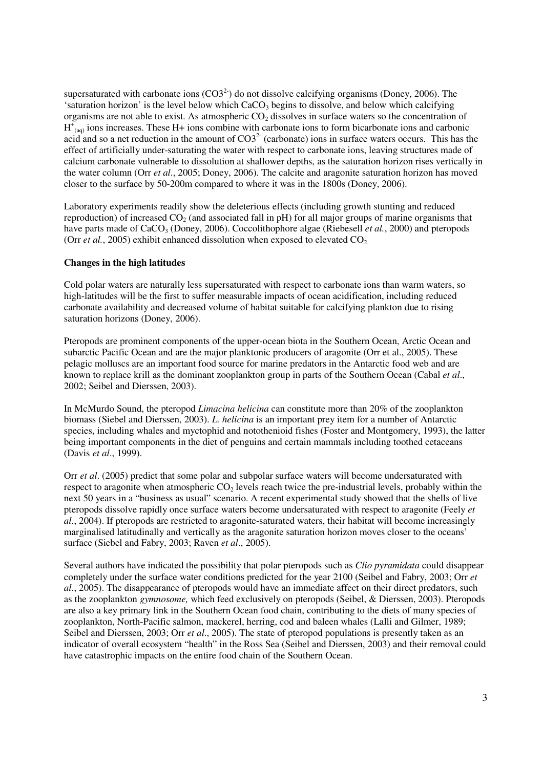supersaturated with carbonate ions ($CO3^{2-}$) do not dissolve calcifying organisms (Doney, 2006). The 'saturation horizon' is the level below which $CaCO_3$ begins to dissolve, and below which calcifying organisms are not able to exist. As atmospheric $CO_2$ dissolves in surface waters so the concentration of $H^+_{(aq)}$ ions increases. These H+ ions combine with carbonate ions to form bicarbonate ions and carbonic acid and so a net reduction in the amount of $CO3^{2-}$ (carbonate) ions in surface waters occurs. This has the effect of artificially under-saturating the water with respect to carbonate ions, leaving structures made of calcium carbonate vulnerable to dissolution at shallower depths, as the saturation horizon rises vertically in the water column (Orr *et al*., 2005; Doney, 2006). The calcite and aragonite saturation horizon has moved closer to the surface by 50-200m compared to where it was in the 1800s (Doney, 2006).

Laboratory experiments readily show the deleterious effects (including growth stunting and reduced reproduction) of increased $CO_2$ (and associated fall in pH) for all major groups of marine organisms that have parts made of $CaCO_3$ (Doney, 2006). Coccolithophore algae (Riebesell *et al.*, 2000) and pteropods (Orr *et al.*, 2005) exhibit enhanced dissolution when exposed to elevated $CO_2$.

**Changes in the high latitudes**

Cold polar waters are naturally less supersaturated with respect to carbonate ions than warm waters, so high-latitudes will be the first to suffer measurable impacts of ocean acidification, including reduced carbonate availability and decreased volume of habitat suitable for calcifying plankton due to rising saturation horizons (Doney, 2006).

Pteropods are prominent components of the upper-ocean biota in the Southern Ocean, Arctic Ocean and subarctic Pacific Ocean and are the major planktonic producers of aragonite (Orr et al., 2005). These pelagic molluscs are an important food source for marine predators in the Antarctic food web and are known to replace krill as the dominant zooplankton group in parts of the Southern Ocean (Cabal *et al*., 2002; Seibel and Dierssen, 2003).

In McMurdo Sound, the pteropod *Limacina helicina* can constitute more than 20% of the zooplankton biomass (Siebel and Dierssen, 2003). *L. helicina* is an important prey item for a number of Antarctic species, including whales and myctophid and notothenioid fishes (Foster and Montgomery, 1993), the latter being important components in the diet of penguins and certain mammals including toothed cetaceans (Davis *et al*., 1999).

Orr *et al*. (2005) predict that some polar and subpolar surface waters will become undersaturated with respect to aragonite when atmospheric $CO_2$ levels reach twice the pre-industrial levels, probably within the next 50 years in a "business as usual" scenario. A recent experimental study showed that the shells of live pteropods dissolve rapidly once surface waters become undersaturated with respect to aragonite (Feely *et al*., 2004). If pteropods are restricted to aragonite-saturated waters, their habitat will become increasingly marginalised latitudinally and vertically as the aragonite saturation horizon moves closer to the oceans' surface (Siebel and Fabry, 2003; Raven *et al*., 2005).

Several authors have indicated the possibility that polar pteropods such as *Clio pyramidata* could disappear completely under the surface water conditions predicted for the year 2100 (Seibel and Fabry, 2003; Orr *et al*., 2005). The disappearance of pteropods would have an immediate affect on their direct predators, such as the zooplankton *gymnosome,* which feed exclusively on pteropods (Seibel, & Dierssen, 2003). Pteropods are also a key primary link in the Southern Ocean food chain, contributing to the diets of many species of zooplankton, North-Pacific salmon, mackerel, herring, cod and baleen whales (Lalli and Gilmer, 1989; Seibel and Dierssen, 2003; Orr *et al*., 2005). The state of pteropod populations is presently taken as an indicator of overall ecosystem "health" in the Ross Sea (Seibel and Dierssen, 2003) and their removal could have catastrophic impacts on the entire food chain of the Southern Ocean.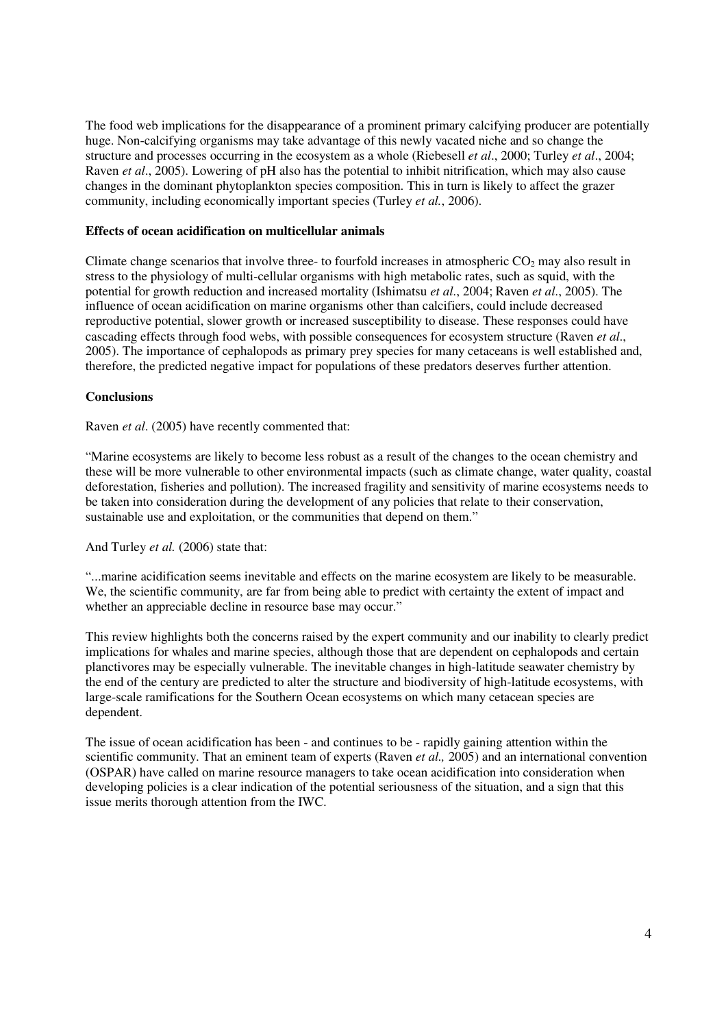The food web implications for the disappearance of a prominent primary calcifying producer are potentially huge. Non-calcifying organisms may take advantage of this newly vacated niche and so change the structure and processes occurring in the ecosystem as a whole (Riebesell *et al*., 2000; Turley *et al*., 2004; Raven *et al*., 2005). Lowering of pH also has the potential to inhibit nitrification, which may also cause changes in the dominant phytoplankton species composition. This in turn is likely to affect the grazer community, including economically important species (Turley *et al.*, 2006).

**Effects of ocean acidification on multicellular animals**

Climate change scenarios that involve three- to fourfold increases in atmospheric $CO_2$ may also result in stress to the physiology of multi-cellular organisms with high metabolic rates, such as squid, with the potential for growth reduction and increased mortality (Ishimatsu *et al*., 2004; Raven *et al*., 2005). The influence of ocean acidification on marine organisms other than calcifiers, could include decreased reproductive potential, slower growth or increased susceptibility to disease. These responses could have cascading effects through food webs, with possible consequences for ecosystem structure (Raven *et al*., 2005). The importance of cephalopods as primary prey species for many cetaceans is well established and, therefore, the predicted negative impact for populations of these predators deserves further attention.

**Conclusions**

Raven *et al*. (2005) have recently commented that:

"Marine ecosystems are likely to become less robust as a result of the changes to the ocean chemistry and these will be more vulnerable to other environmental impacts (such as climate change, water quality, coastal deforestation, fisheries and pollution). The increased fragility and sensitivity of marine ecosystems needs to be taken into consideration during the development of any policies that relate to their conservation, sustainable use and exploitation, or the communities that depend on them."

And Turley *et al.* (2006) state that:

"...marine acidification seems inevitable and effects on the marine ecosystem are likely to be measurable. We, the scientific community, are far from being able to predict with certainty the extent of impact and whether an appreciable decline in resource base may occur."

This review highlights both the concerns raised by the expert community and our inability to clearly predict implications for whales and marine species, although those that are dependent on cephalopods and certain planctivores may be especially vulnerable. The inevitable changes in high-latitude seawater chemistry by the end of the century are predicted to alter the structure and biodiversity of high-latitude ecosystems, with large-scale ramifications for the Southern Ocean ecosystems on which many cetacean species are dependent.

The issue of ocean acidification has been - and continues to be - rapidly gaining attention within the scientific community. That an eminent team of experts (Raven *et al.,* 2005) and an international convention (OSPAR) have called on marine resource managers to take ocean acidification into consideration when developing policies is a clear indication of the potential seriousness of the situation, and a sign that this issue merits thorough attention from the IWC.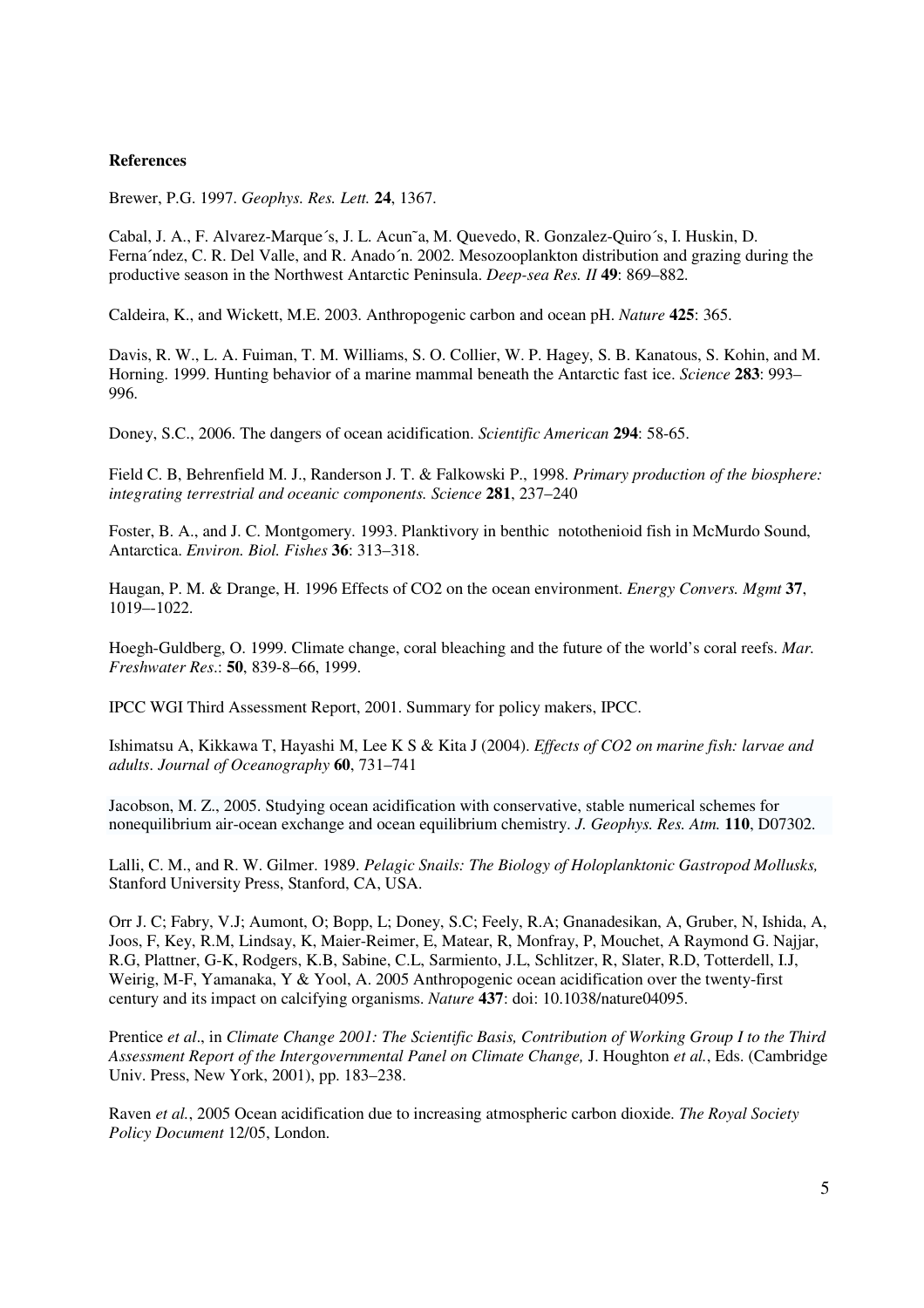**References**

Brewer, P.G. 1997. *Geophys. Res. Lett.* **24**, 1367.

Cabal, J. A., F. Alvarez-Marque´s, J. L. Acun˜a, M. Quevedo, R. Gonzalez-Quiro´s, I. Huskin, D. Ferna´ndez, C. R. Del Valle, and R. Anado´n. 2002. Mesozooplankton distribution and grazing during the productive season in the Northwest Antarctic Peninsula. *Deep-sea Res. II* **49**: 869–882.

Caldeira, K., and Wickett, M.E. 2003. Anthropogenic carbon and ocean pH. *Nature* **425**: 365.

Davis, R. W., L. A. Fuiman, T. M. Williams, S. O. Collier, W. P. Hagey, S. B. Kanatous, S. Kohin, and M. Horning. 1999. Hunting behavior of a marine mammal beneath the Antarctic fast ice. *Science* **283**: 993–996.

Doney, S.C., 2006. The dangers of ocean acidification. *Scientific American* **294**: 58-65.

Field C. B, Behrenfield M. J., Randerson J. T. & Falkowski P., 1998. *Primary production of the biosphere: integrating terrestrial and oceanic components. Science* **281**, 237–240

Foster, B. A., and J. C. Montgomery. 1993. Planktivory in benthic notothenioid fish in McMurdo Sound, Antarctica. *Environ. Biol. Fishes* **36**: 313–318.

Haugan, P. M. & Drange, H. 1996 Effects of CO2 on the ocean environment. *Energy Convers. Mgmt* **37**, 1019–-1022.

Hoegh-Guldberg, O. 1999. Climate change, coral bleaching and the future of the world's coral reefs. *Mar. Freshwater Res.*: **50**, 839-8–66, 1999.

IPCC WGI Third Assessment Report, 2001. Summary for policy makers, IPCC.

Ishimatsu A, Kikkawa T, Hayashi M, Lee K S & Kita J (2004). *Effects of CO2 on marine fish: larvae and adults. Journal of Oceanography* **60**, 731–741

Jacobson, M. Z., 2005. Studying ocean acidification with conservative, stable numerical schemes for nonequilibrium air-ocean exchange and ocean equilibrium chemistry. *J. Geophys. Res. Atm.* **110**, D07302.

Lalli, C. M., and R. W. Gilmer. 1989. *Pelagic Snails: The Biology of Holoplanktonic Gastropod Mollusks,* Stanford University Press, Stanford, CA, USA.

Orr J. C; Fabry, V.J; Aumont, O; Bopp, L; Doney, S.C; Feely, R.A; Gnanadesikan, A, Gruber, N, Ishida, A, Joos, F, Key, R.M, Lindsay, K, Maier-Reimer, E, Matear, R, Monfray, P, Mouchet, A Raymond G. Najjar, R.G, Plattner, G-K, Rodgers, K.B, Sabine, C.L, Sarmiento, J.L, Schlitzer, R, Slater, R.D, Totterdell, I.J, Weirig, M-F, Yamanaka, Y & Yool, A. 2005 Anthropogenic ocean acidification over the twenty-first century and its impact on calcifying organisms. *Nature* **437**: doi: 10.1038/nature04095.

Prentice *et al*., in *Climate Change 2001: The Scientific Basis, Contribution of Working Group I to the Third Assessment Report of the Intergovernmental Panel on Climate Change,* J. Houghton *et al.*, Eds. (Cambridge Univ. Press, New York, 2001), pp. 183–238.

Raven *et al.*, 2005 Ocean acidification due to increasing atmospheric carbon dioxide. *The Royal Society Policy Document* 12/05, London.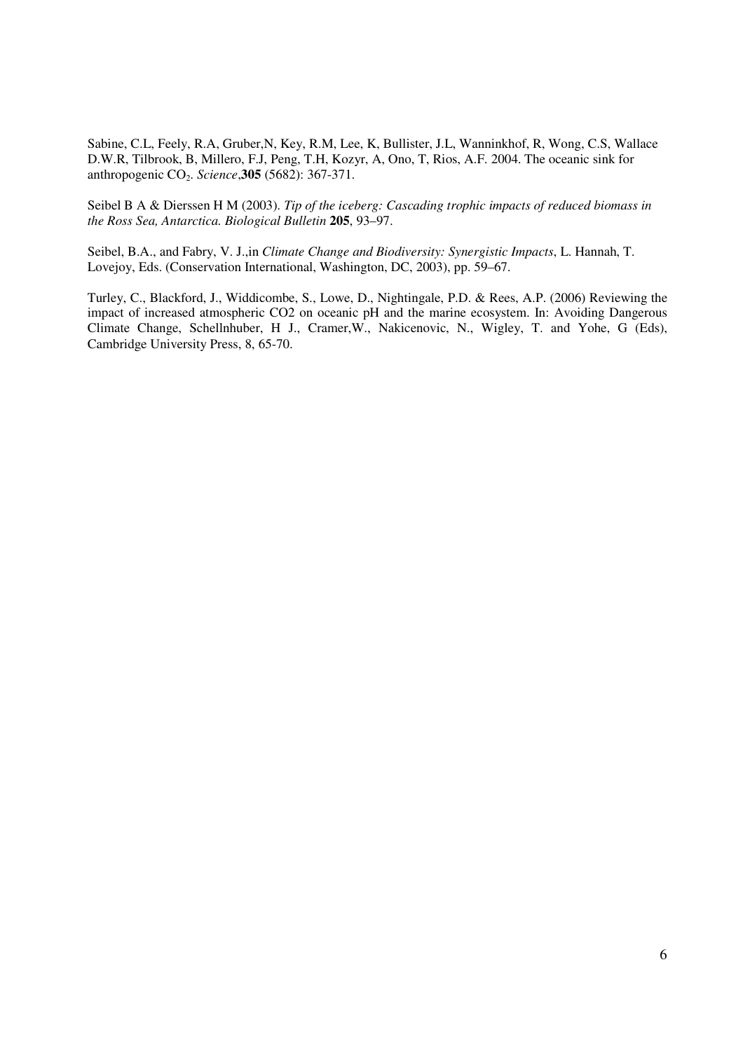Sabine, C.L, Feely, R.A, Gruber,N, Key, R.M, Lee, K, Bullister, J.L, Wanninkhof, R, Wong, C.S, Wallace D.W.R, Tilbrook, B, Millero, F.J, Peng, T.H, Kozyr, A, Ono, T, Rios, A.F. 2004. The oceanic sink for anthropogenic $CO_2$. *Science*,**305** (5682): 367-371.

Seibel B A & Dierssen H M (2003). *Tip of the iceberg: Cascading trophic impacts of reduced biomass in the Ross Sea, Antarctica. Biological Bulletin* **205**, 93–97.

Seibel, B.A., and Fabry, V. J.,in *Climate Change and Biodiversity: Synergistic Impacts*, L. Hannah, T. Lovejoy, Eds. (Conservation International, Washington, DC, 2003), pp. 59–67.

Turley, C., Blackford, J., Widdicombe, S., Lowe, D., Nightingale, P.D. & Rees, A.P. (2006) Reviewing the impact of increased atmospheric CO2 on oceanic pH and the marine ecosystem. In: Avoiding Dangerous Climate Change, Schellnhuber, H J., Cramer,W., Nakicenovic, N., Wigley, T. and Yohe, G (Eds), Cambridge University Press, 8, 65-70.